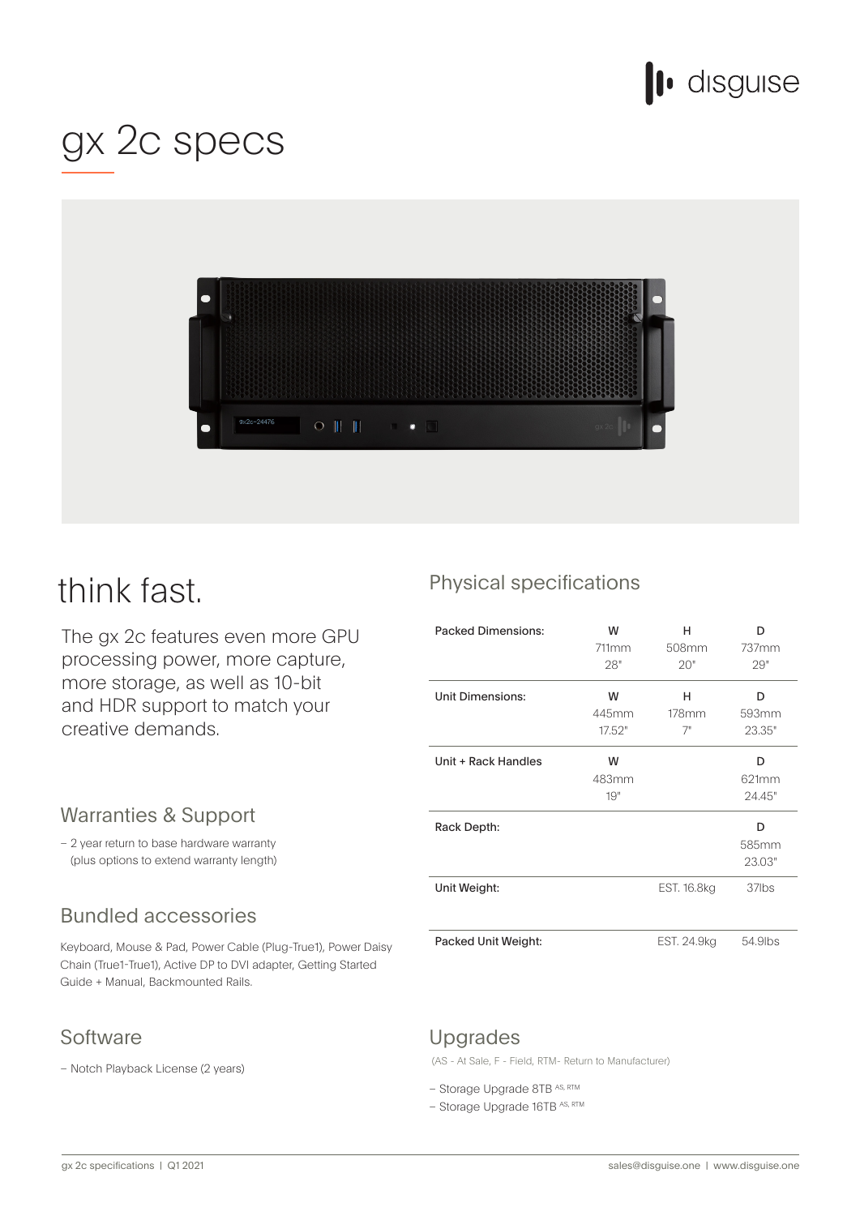# gx 2c specs

## think fast.

The gx 2c features even more GPU processing power, more capture, more storage, as well as 10-bit and HDR support to match your creative demands.

## Warranties & Support

– 2 year return to base hardware warranty (plus options to extend warranty length)

## Bundled accessories

Keyboard, Mouse & Pad, Power Cable (Plug-True1), Power Daisy Chain (True1-True1), Active DP to DVI adapter, Getting Started Guide + Manual, Backmounted Rails.

## Software

– Notch Playback License (2 years)

## Physical specifications

| | W | H | D |
|---|---|---|---|
| Packed Dimensions: | 711mm 28" | 508mm 20" | 737mm 29" |
| Unit Dimensions: | 445mm 17.52" | 178mm 7" | 593mm 23.35" |
| Unit + Rack Handles | 483mm 19" | | 621mm 24.45" |
| Rack Depth: | | | 585mm 23.03" |
| Unit Weight: | | EST. 16.8kg | 37lbs |
| Packed Unit Weight: | | EST. 24.9kg | 54.9lbs |

## Upgrades

(AS - At Sale, F - Field, RTM- Return to Manufacturer)

– Storage Upgrade 8TB [AS, RTM]
– Storage Upgrade 16TB [AS, RTM]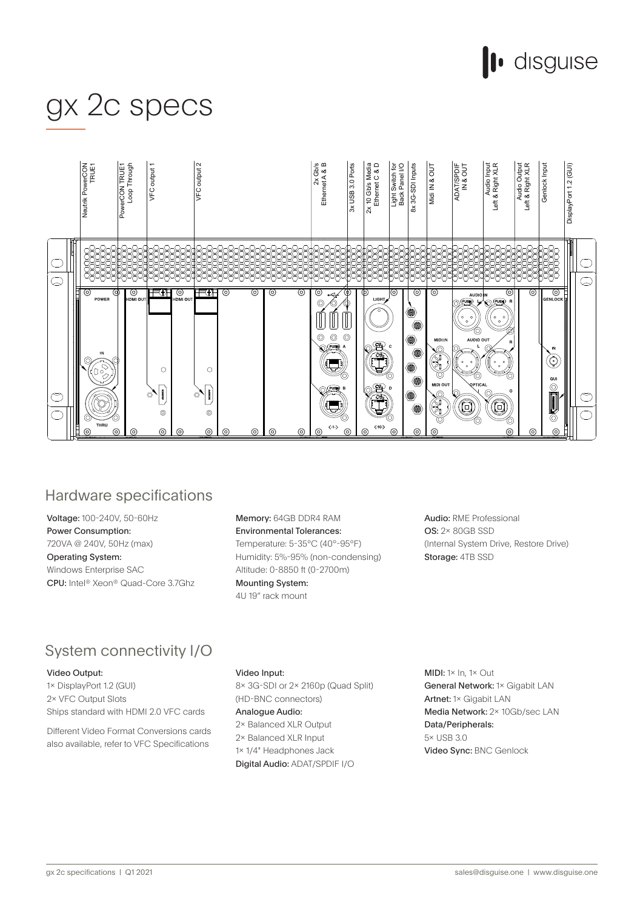# gx 2c specs

Neutrik PowerCON TRUE1

PowerCON TRUE1 Loop Through

VFC output 1

VFC output 2

2x Gb/s Ethernet A & B

3x USB 3.0 Ports

2x 10 Gb/s Media Ethernet C & D

Light Switch for Back Panel I/O

8x 3G-SDI Inputs

Midi IN & OUT

ADAT/SPDIF IN & OUT

Audio Input Left & Right XLR

Audio Output Left & Right XLR

Genlock Input

DisplayPort 1.2 (GUI)

## Hardware specifications

**Voltage:** 100-240V, 50-60Hz

**Power Consumption:**
720VA @ 240V, 50Hz (max)

**Operating System:**
Windows Enterprise SAC

**CPU:** Intel® Xeon® Quad-Core 3.7Ghz

**Memory:** 64GB DDR4 RAM

**Environmental Tolerances:**
Temperature: 5-35°C (40°-95°F)
Humidity: 5%-95% (non-condensing)
Altitude: 0-8850 ft (0-2700m)

**Mounting System:**
4U 19" rack mount

**Audio:** RME Professional

**OS:** 2× 80GB SSD
(Internal System Drive, Restore Drive)

**Storage:** 4TB SSD

## System connectivity I/O

**Video Output:**
1× DisplayPort 1.2 (GUI)
2× VFC Output Slots
Ships standard with HDMI 2.0 VFC cards

Different Video Format Conversions cards also available, refer to VFC Specifications

**Video Input:**
8× 3G-SDI or 2× 2160p (Quad Split)
(HD-BNC connectors)

**Analogue Audio:**
2× Balanced XLR Output
2× Balanced XLR Input
1× 1/4" Headphones Jack

**Digital Audio:** ADAT/SPDIF I/O

**MIDI:** 1× In, 1× Out

**General Network:** 1× Gigabit LAN

**Artnet:** 1× Gigabit LAN

**Media Network:** 2× 10Gb/sec LAN

**Data/Peripherals:**
5× USB 3.0

**Video Sync:** BNC Genlock